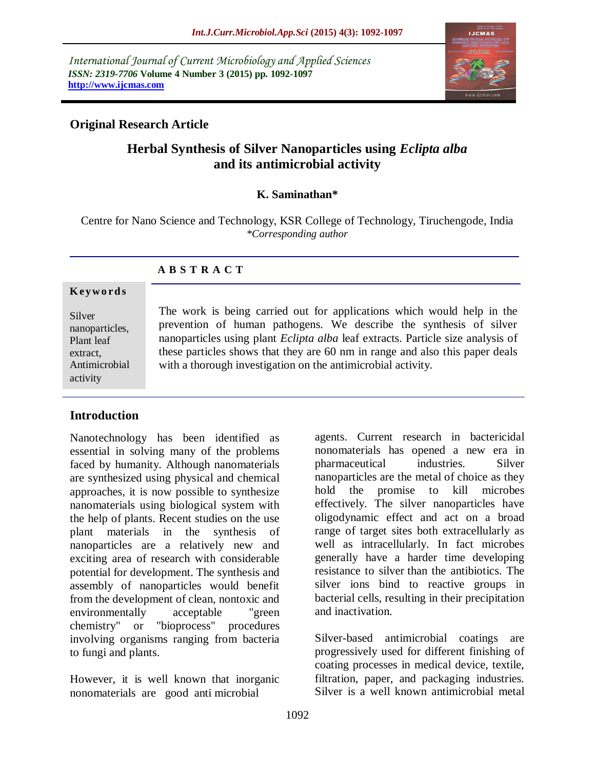International Journal of Current Microbiology and Applied Sciences
*ISSN: 2319-7706* **Volume 4 Number 3 (2015) pp. 1092-1097**
**http://www.ijcmas.com**

**Original Research Article**

# Herbal Synthesis of Silver Nanoparticles using *Eclipta alba* and its antimicrobial activity

**K. Saminathan***

Centre for Nano Science and Technology, KSR College of Technology, Tiruchengode, India
*\*Corresponding author*

## A B S T R A C T

**Keywords**

Silver nanoparticles, Plant leaf extract, Antimicrobial activity

The work is being carried out for applications which would help in the prevention of human pathogens. We describe the synthesis of silver nanoparticles using plant *Eclipta alba* leaf extracts. Particle size analysis of these particles shows that they are 60 nm in range and also this paper deals with a thorough investigation on the antimicrobial activity.

## Introduction

Nanotechnology has been identified as essential in solving many of the problems faced by humanity. Although nanomaterials are synthesized using physical and chemical approaches, it is now possible to synthesize nanomaterials using biological system with the help of plants. Recent studies on the use plant materials in the synthesis of nanoparticles are a relatively new and exciting area of research with considerable potential for development. The synthesis and assembly of nanoparticles would benefit from the development of clean, nontoxic and environmentally acceptable "green chemistry" or "bioprocess" procedures involving organisms ranging from bacteria to fungi and plants.

However, it is well known that inorganic nonomaterials are good anti microbial agents. Current research in bactericidal nonomaterials has opened a new era in pharmaceutical industries. Silver nanoparticles are the metal of choice as they hold the promise to kill microbes effectively. The silver nanoparticles have oligodynamic effect and act on a broad range of target sites both extracellularly as well as intracellularly. In fact microbes generally have a harder time developing resistance to silver than the antibiotics. The silver ions bind to reactive groups in bacterial cells, resulting in their precipitation and inactivation.

Silver-based antimicrobial coatings are progressively used for different finishing of coating processes in medical device, textile, filtration, paper, and packaging industries. Silver is a well known antimicrobial metal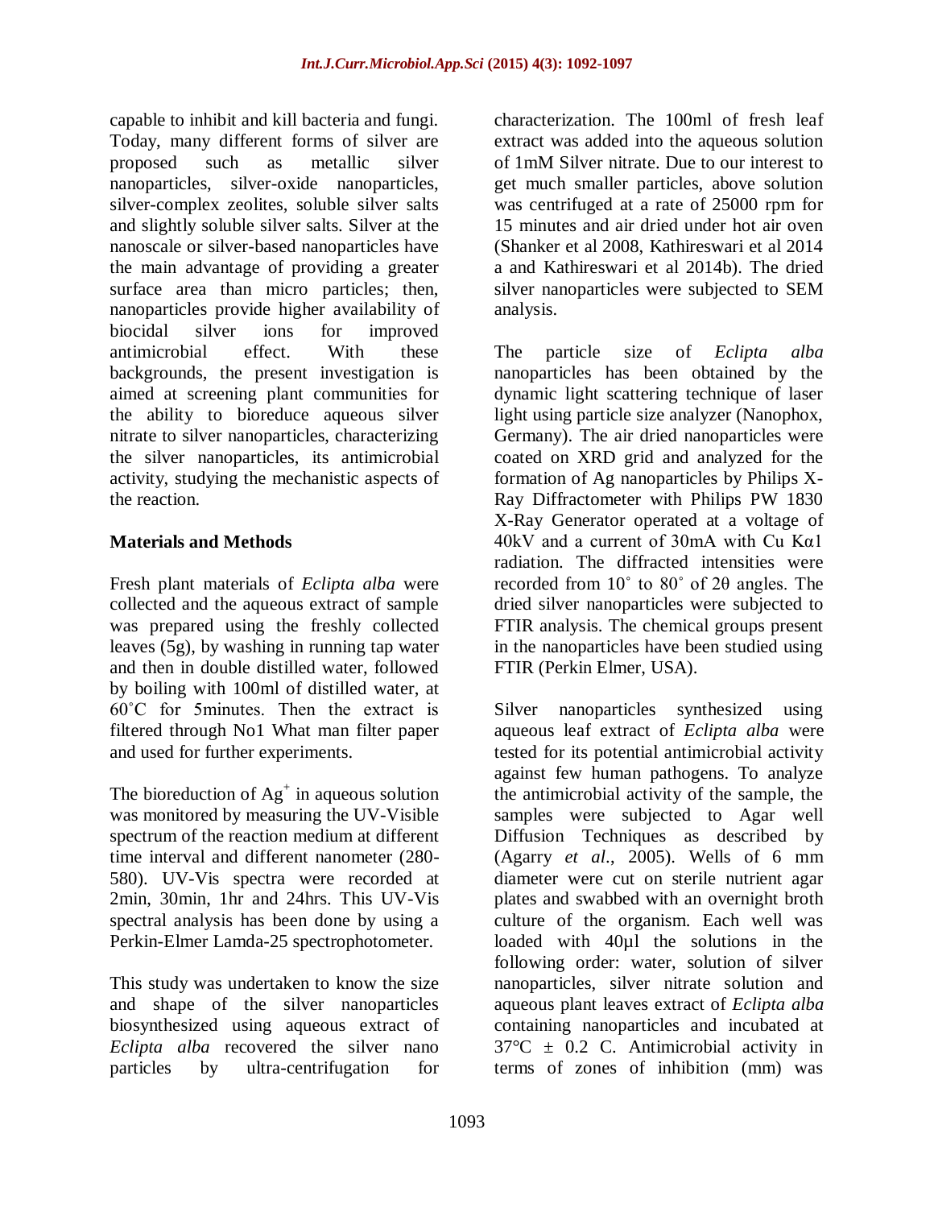capable to inhibit and kill bacteria and fungi. Today, many different forms of silver are proposed such as metallic silver nanoparticles, silver-oxide nanoparticles, silver-complex zeolites, soluble silver salts and slightly soluble silver salts. Silver at the nanoscale or silver-based nanoparticles have the main advantage of providing a greater surface area than micro particles; then, nanoparticles provide higher availability of biocidal silver ions for improved antimicrobial effect. With these backgrounds, the present investigation is aimed at screening plant communities for the ability to bioreduce aqueous silver nitrate to silver nanoparticles, characterizing the silver nanoparticles, its antimicrobial activity, studying the mechanistic aspects of the reaction.

## Materials and Methods

Fresh plant materials of *Eclipta alba* were collected and the aqueous extract of sample was prepared using the freshly collected leaves (5g), by washing in running tap water and then in double distilled water, followed by boiling with 100ml of distilled water, at 60˚C for 5minutes. Then the extract is filtered through No1 What man filter paper and used for further experiments.

The bioreduction of $Ag^+$ in aqueous solution was monitored by measuring the UV-Visible spectrum of the reaction medium at different time interval and different nanometer (280-580). UV-Vis spectra were recorded at 2min, 30min, 1hr and 24hrs. This UV-Vis spectral analysis has been done by using a Perkin-Elmer Lamda-25 spectrophotometer.

This study was undertaken to know the size and shape of the silver nanoparticles biosynthesized using aqueous extract of *Eclipta alba* recovered the silver nano particles by ultra-centrifugation for characterization. The 100ml of fresh leaf extract was added into the aqueous solution of 1mM Silver nitrate. Due to our interest to get much smaller particles, above solution was centrifuged at a rate of 25000 rpm for 15 minutes and air dried under hot air oven (Shanker et al 2008, Kathireswari et al 2014 a and Kathireswari et al 2014b). The dried silver nanoparticles were subjected to SEM analysis.

The particle size of *Eclipta alba* nanoparticles has been obtained by the dynamic light scattering technique of laser light using particle size analyzer (Nanophox, Germany). The air dried nanoparticles were coated on XRD grid and analyzed for the formation of Ag nanoparticles by Philips X-Ray Diffractometer with Philips PW 1830 X-Ray Generator operated at a voltage of 40kV and a current of 30mA with Cu Kα1 radiation. The diffracted intensities were recorded from 10˚ to 80˚ of 2θ angles. The dried silver nanoparticles were subjected to FTIR analysis. The chemical groups present in the nanoparticles have been studied using FTIR (Perkin Elmer, USA).

Silver nanoparticles synthesized using aqueous leaf extract of *Eclipta alba* were tested for its potential antimicrobial activity against few human pathogens. To analyze the antimicrobial activity of the sample, the samples were subjected to Agar well Diffusion Techniques as described by (Agarry *et al*., 2005). Wells of 6 mm diameter were cut on sterile nutrient agar plates and swabbed with an overnight broth culture of the organism. Each well was loaded with 40µl the solutions in the following order: water, solution of silver nanoparticles, silver nitrate solution and aqueous plant leaves extract of *Eclipta alba* containing nanoparticles and incubated at 37°C ± 0.2 C. Antimicrobial activity in terms of zones of inhibition (mm) was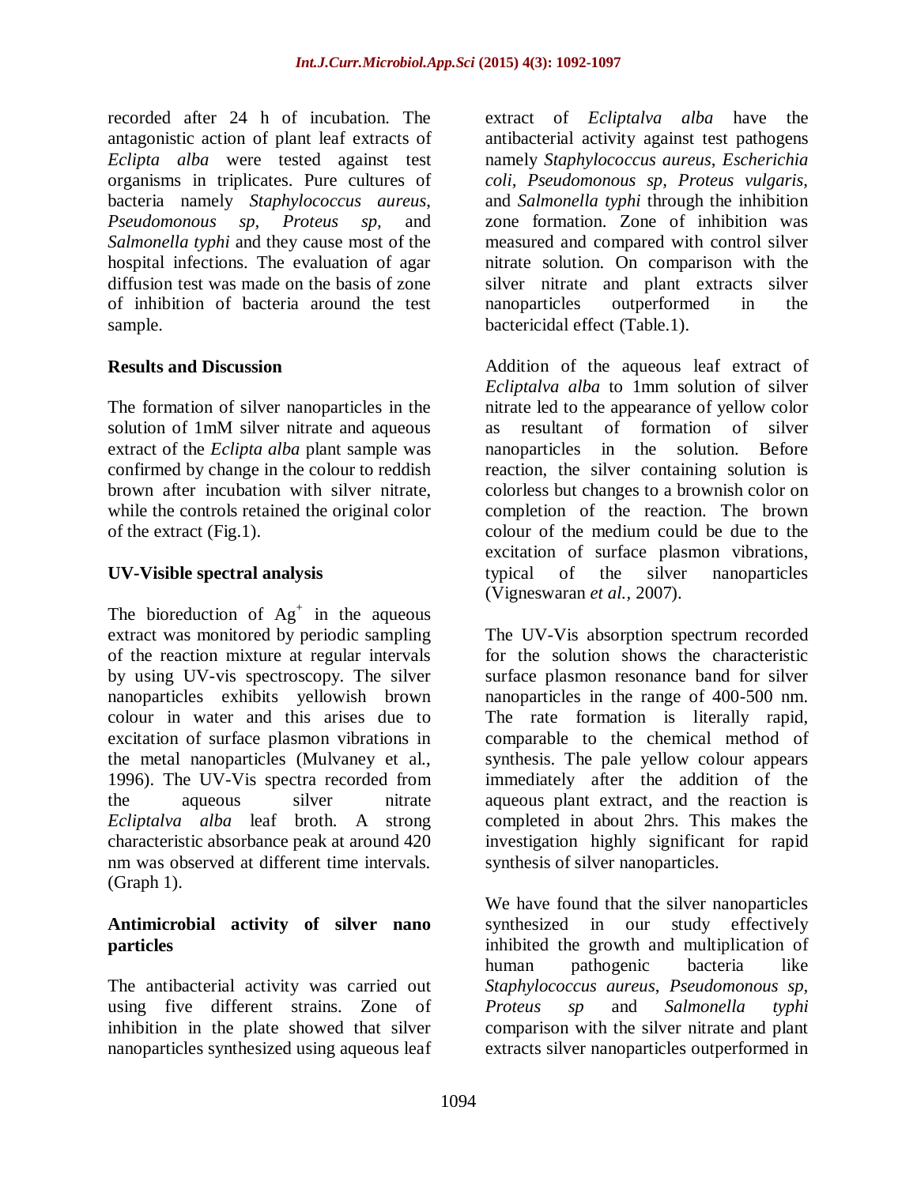recorded after 24 h of incubation. The antagonistic action of plant leaf extracts of *Eclipta alba* were tested against test organisms in triplicates. Pure cultures of bacteria namely *Staphylococcus aureus*, *Pseudomonous sp*, *Proteus sp*, and *Salmonella typhi* and they cause most of the hospital infections. The evaluation of agar diffusion test was made on the basis of zone of inhibition of bacteria around the test sample.

## Results and Discussion

The formation of silver nanoparticles in the solution of 1mM silver nitrate and aqueous extract of the *Eclipta alba* plant sample was confirmed by change in the colour to reddish brown after incubation with silver nitrate, while the controls retained the original color of the extract (Fig.1).

### UV-Visible spectral analysis

The bioreduction of $Ag^+$ in the aqueous extract was monitored by periodic sampling of the reaction mixture at regular intervals by using UV-vis spectroscopy. The silver nanoparticles exhibits yellowish brown colour in water and this arises due to excitation of surface plasmon vibrations in the metal nanoparticles (Mulvaney et al., 1996). The UV-Vis spectra recorded from the aqueous silver nitrate *Ecliptalva alba* leaf broth. A strong characteristic absorbance peak at around 420 nm was observed at different time intervals. (Graph 1).

### Antimicrobial activity of silver nano particles

The antibacterial activity was carried out using five different strains. Zone of inhibition in the plate showed that silver nanoparticles synthesized using aqueous leaf extract of *Ecliptalva alba* have the antibacterial activity against test pathogens namely *Staphylococcus aureus*, *Escherichia coli*, *Pseudomonous sp*, *Proteus vulgaris*, and *Salmonella typhi* through the inhibition zone formation. Zone of inhibition was measured and compared with control silver nitrate solution. On comparison with the silver nitrate and plant extracts silver nanoparticles outperformed in the bactericidal effect (Table.1).

Addition of the aqueous leaf extract of *Ecliptalva alba* to 1mm solution of silver nitrate led to the appearance of yellow color as resultant of formation of silver nanoparticles in the solution. Before reaction, the silver containing solution is colorless but changes to a brownish color on completion of the reaction. The brown colour of the medium could be due to the excitation of surface plasmon vibrations, typical of the silver nanoparticles (Vigneswaran *et al.*, 2007).

The UV-Vis absorption spectrum recorded for the solution shows the characteristic surface plasmon resonance band for silver nanoparticles in the range of 400-500 nm. The rate formation is literally rapid, comparable to the chemical method of synthesis. The pale yellow colour appears immediately after the addition of the aqueous plant extract, and the reaction is completed in about 2hrs. This makes the investigation highly significant for rapid synthesis of silver nanoparticles.

We have found that the silver nanoparticles synthesized in our study effectively inhibited the growth and multiplication of human pathogenic bacteria like *Staphylococcus aureus*, *Pseudomonous sp*, *Proteus sp* and *Salmonella typhi* comparison with the silver nitrate and plant extracts silver nanoparticles outperformed in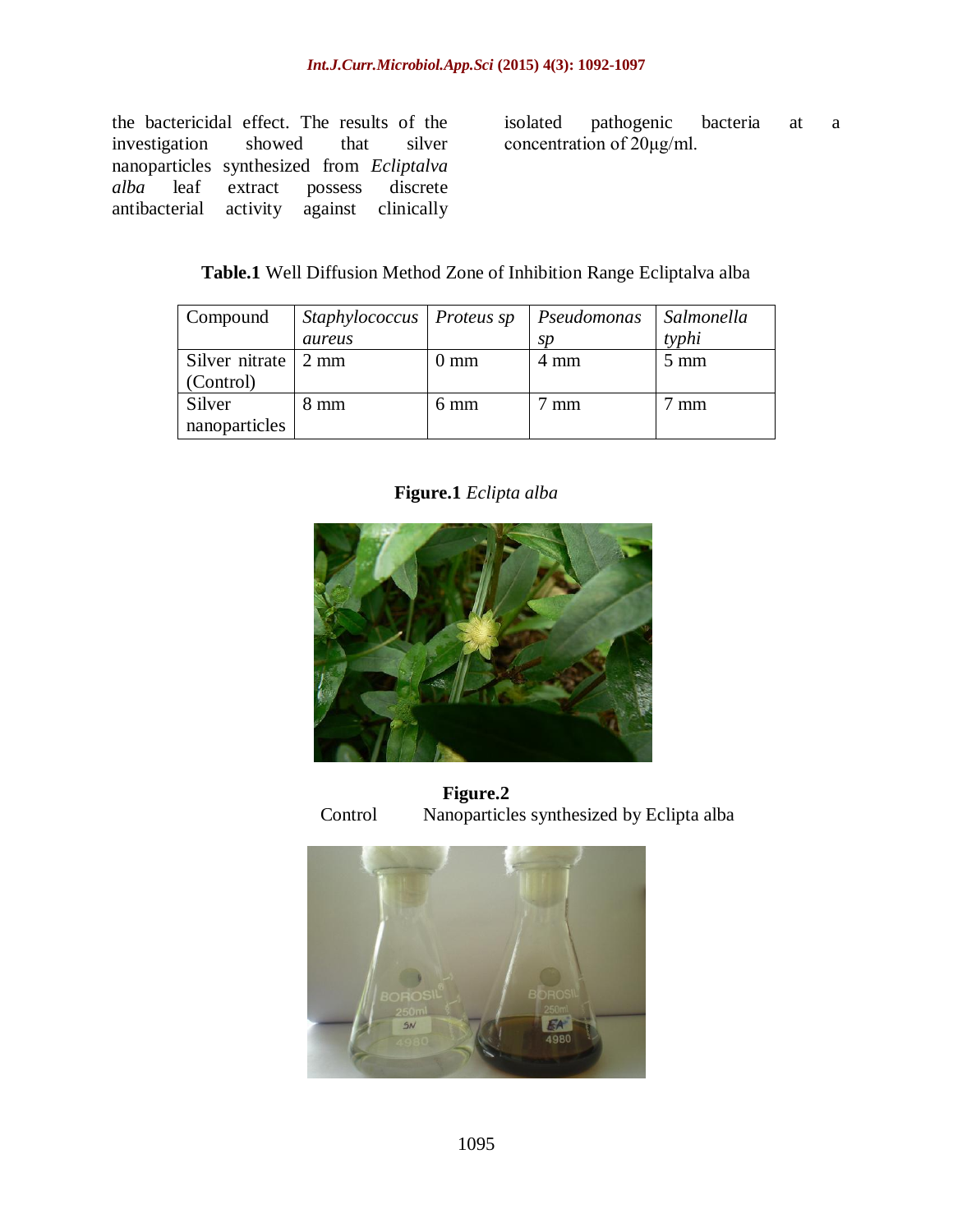the bactericidal effect. The results of the investigation showed that silver nanoparticles synthesized from *Ecliptalva alba* leaf extract possess discrete antibacterial activity against clinically isolated pathogenic bacteria at a concentration of 20μg/ml.

**Table.1** Well Diffusion Method Zone of Inhibition Range Ecliptalva alba

| Compound | *Staphylococcus aureus* | *Proteus sp* | *Pseudomonas sp* | *Salmonella typhi* |
|---|---|---|---|---|
| Silver nitrate (Control) | 2 mm | 0 mm | 4 mm | 5 mm |
| Silver nanoparticles | 8 mm | 6 mm | 7 mm | 7 mm |

**Figure.1** *Eclipta alba*

**Figure.2**

Control Nanoparticles synthesized by Eclipta alba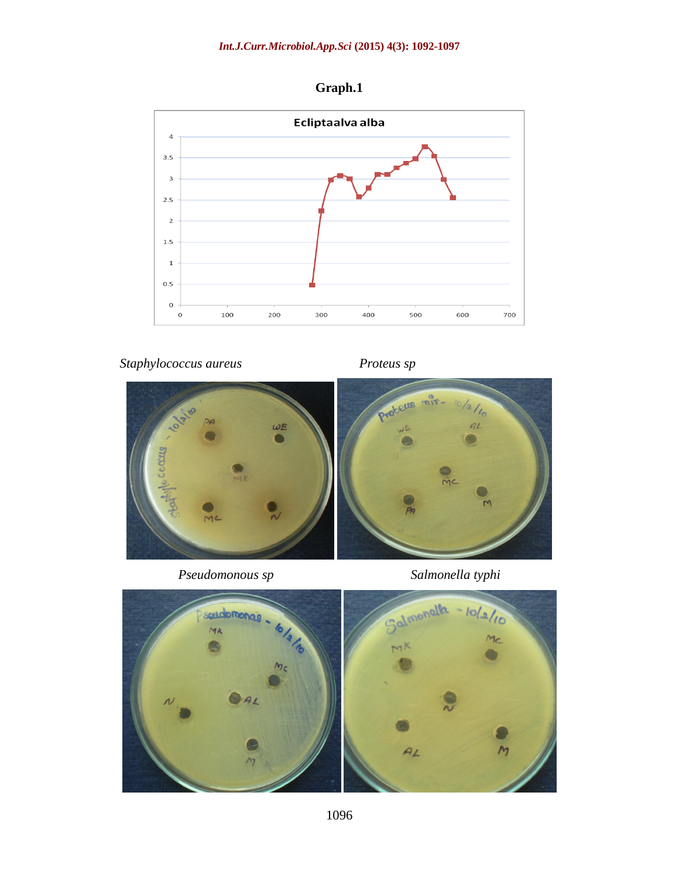**Graph.1**

Ecliptaalva alba

4
3.5
3
2.5
2
1.5
1
0.5
0
0 100 200 300 400 500 600 700

*Staphylococcus aureus*

*Proteus sp*

*Pseudomonous sp*

*Salmonella typhi*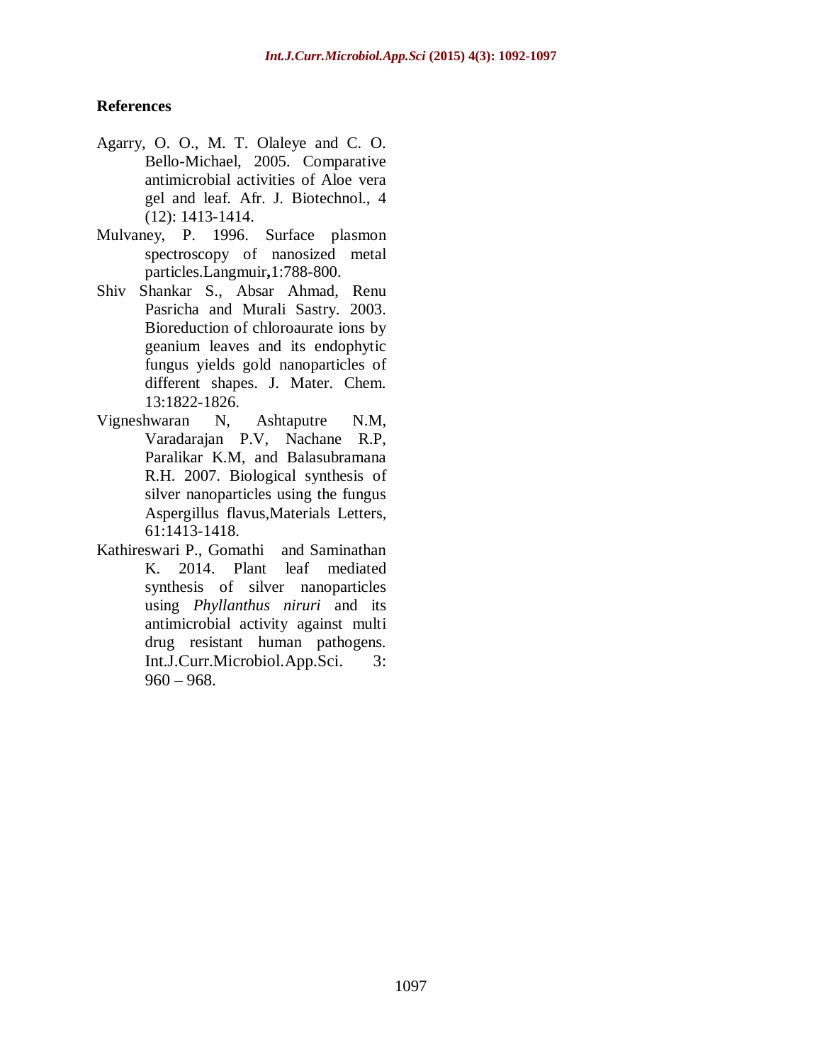## References

Agarry, O. O., M. T. Olaleye and C. O. Bello-Michael, 2005. Comparative antimicrobial activities of Aloe vera gel and leaf. Afr. J. Biotechnol., 4 (12): 1413-1414.

Mulvaney, P. 1996. Surface plasmon spectroscopy of nanosized metal particles.Langmuir,1:788-800.

Shiv Shankar S., Absar Ahmad, Renu Pasricha and Murali Sastry. 2003. Bioreduction of chloroaurate ions by geanium leaves and its endophytic fungus yields gold nanoparticles of different shapes. J. Mater. Chem. 13:1822-1826.

Vigneshwaran N, Ashtaputre N.M, Varadarajan P.V, Nachane R.P, Paralikar K.M, and Balasubramana R.H. 2007. Biological synthesis of silver nanoparticles using the fungus Aspergillus flavus,Materials Letters, 61:1413-1418.

Kathireswari P., Gomathi and Saminathan K. 2014. Plant leaf mediated synthesis of silver nanoparticles using *Phyllanthus niruri* and its antimicrobial activity against multi drug resistant human pathogens. Int.J.Curr.Microbiol.App.Sci. 3: 960 – 968.